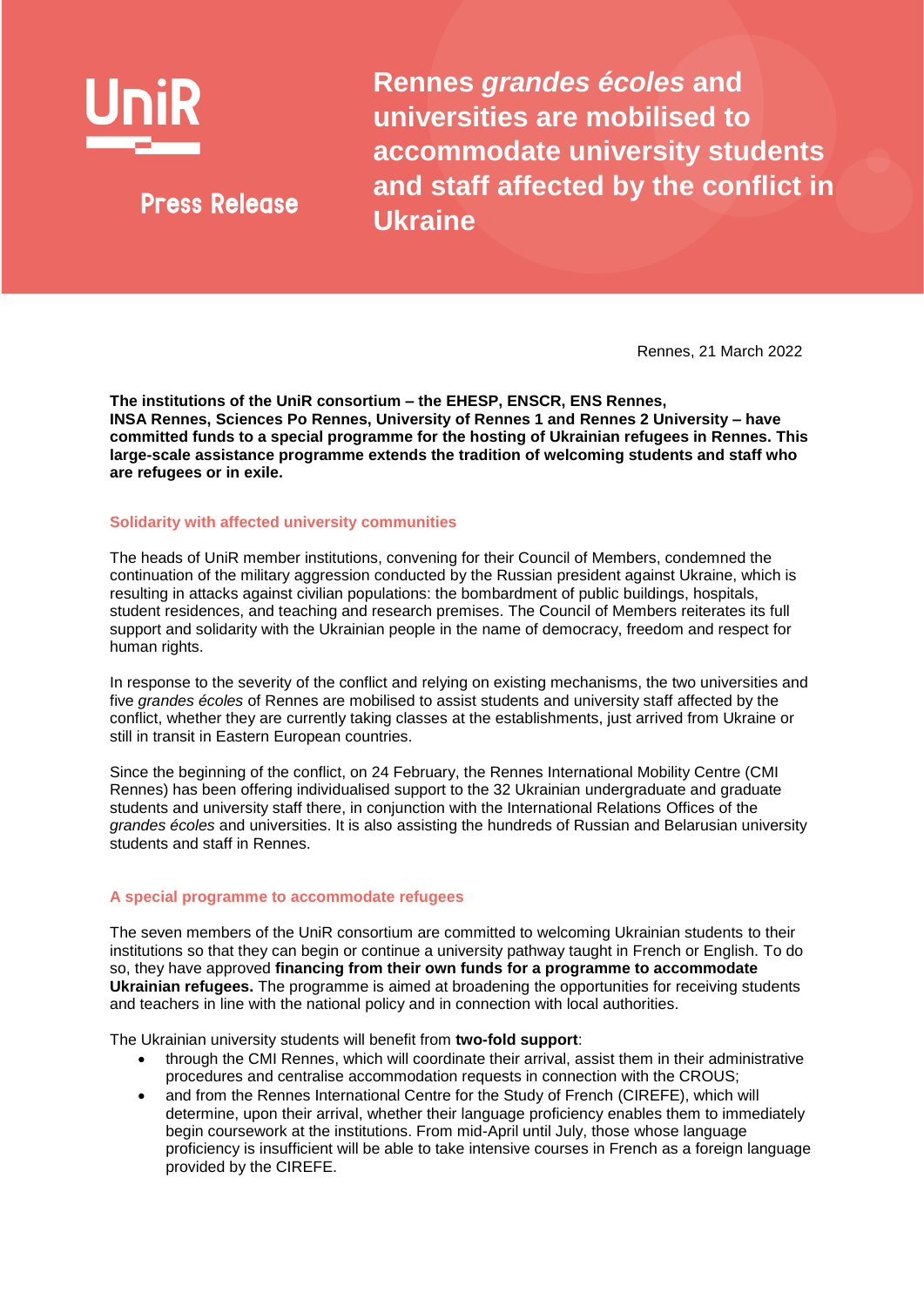UniR

Press Release

# Rennes *grandes écoles* and universities are mobilised to accommodate university students and staff affected by the conflict in Ukraine

Rennes, 21 March 2022

**The institutions of the UniR consortium – the EHESP, ENSCR, ENS Rennes, INSA Rennes, Sciences Po Rennes, University of Rennes 1 and Rennes 2 University – have committed funds to a special programme for the hosting of Ukrainian refugees in Rennes. This large-scale assistance programme extends the tradition of welcoming students and staff who are refugees or in exile.**

## Solidarity with affected university communities

The heads of UniR member institutions, convening for their Council of Members, condemned the continuation of the military aggression conducted by the Russian president against Ukraine, which is resulting in attacks against civilian populations: the bombardment of public buildings, hospitals, student residences, and teaching and research premises. The Council of Members reiterates its full support and solidarity with the Ukrainian people in the name of democracy, freedom and respect for human rights.

In response to the severity of the conflict and relying on existing mechanisms, the two universities and five *grandes écoles* of Rennes are mobilised to assist students and university staff affected by the conflict, whether they are currently taking classes at the establishments, just arrived from Ukraine or still in transit in Eastern European countries.

Since the beginning of the conflict, on 24 February, the Rennes International Mobility Centre (CMI Rennes) has been offering individualised support to the 32 Ukrainian undergraduate and graduate students and university staff there, in conjunction with the International Relations Offices of the *grandes écoles* and universities. It is also assisting the hundreds of Russian and Belarusian university students and staff in Rennes.

## A special programme to accommodate refugees

The seven members of the UniR consortium are committed to welcoming Ukrainian students to their institutions so that they can begin or continue a university pathway taught in French or English. To do so, they have approved **financing from their own funds for a programme to accommodate Ukrainian refugees.** The programme is aimed at broadening the opportunities for receiving students and teachers in line with the national policy and in connection with local authorities.

The Ukrainian university students will benefit from **two-fold support**:

- through the CMI Rennes, which will coordinate their arrival, assist them in their administrative procedures and centralise accommodation requests in connection with the CROUS;
- and from the Rennes International Centre for the Study of French (CIREFE), which will determine, upon their arrival, whether their language proficiency enables them to immediately begin coursework at the institutions. From mid-April until July, those whose language proficiency is insufficient will be able to take intensive courses in French as a foreign language provided by the CIREFE.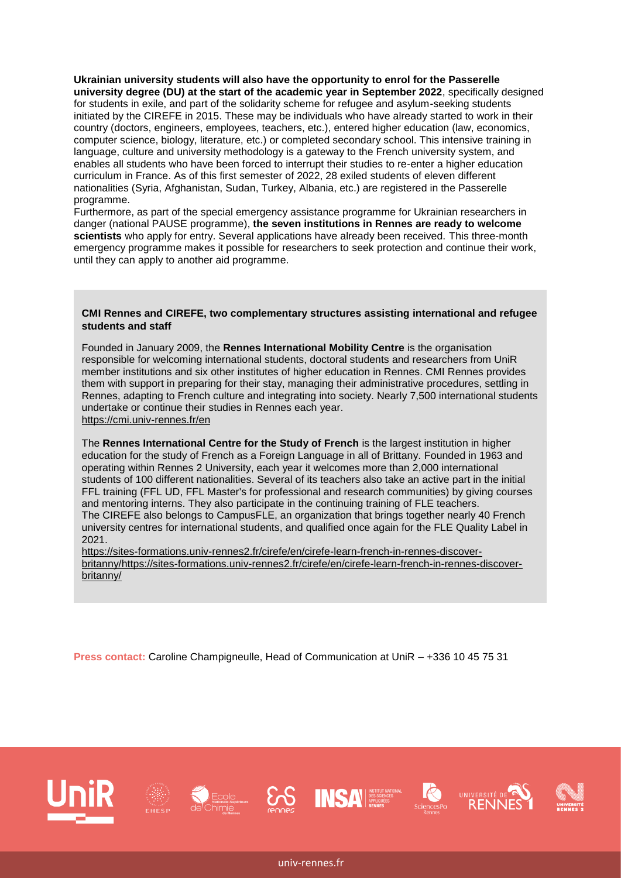**Ukrainian university students will also have the opportunity to enrol for the Passerelle university degree (DU) at the start of the academic year in September 2022**, specifically designed for students in exile, and part of the solidarity scheme for refugee and asylum-seeking students initiated by the CIREFE in 2015. These may be individuals who have already started to work in their country (doctors, engineers, employees, teachers, etc.), entered higher education (law, economics, computer science, biology, literature, etc.) or completed secondary school. This intensive training in language, culture and university methodology is a gateway to the French university system, and enables all students who have been forced to interrupt their studies to re-enter a higher education curriculum in France. As of this first semester of 2022, 28 exiled students of eleven different nationalities (Syria, Afghanistan, Sudan, Turkey, Albania, etc.) are registered in the Passerelle programme.

Furthermore, as part of the special emergency assistance programme for Ukrainian researchers in danger (national PAUSE programme), **the seven institutions in Rennes are ready to welcome scientists** who apply for entry. Several applications have already been received. This three-month emergency programme makes it possible for researchers to seek protection and continue their work, until they can apply to another aid programme.

**CMI Rennes and CIREFE, two complementary structures assisting international and refugee students and staff**

Founded in January 2009, the **Rennes International Mobility Centre** is the organisation responsible for welcoming international students, doctoral students and researchers from UniR member institutions and six other institutes of higher education in Rennes. CMI Rennes provides them with support in preparing for their stay, managing their administrative procedures, settling in Rennes, adapting to French culture and integrating into society. Nearly 7,500 international students undertake or continue their studies in Rennes each year.
https://cmi.univ-rennes.fr/en

The **Rennes International Centre for the Study of French** is the largest institution in higher education for the study of French as a Foreign Language in all of Brittany. Founded in 1963 and operating within Rennes 2 University, each year it welcomes more than 2,000 international students of 100 different nationalities. Several of its teachers also take an active part in the initial FFL training (FFL UD, FFL Master's for professional and research communities) by giving courses and mentoring interns. They also participate in the continuing training of FLE teachers.
The CIREFE also belongs to CampusFLE, an organization that brings together nearly 40 French university centres for international students, and qualified once again for the FLE Quality Label in 2021.
https://sites-formations.univ-rennes2.fr/cirefe/en/cirefe-learn-french-in-rennes-discover-britanny/https://sites-formations.univ-rennes2.fr/cirefe/en/cirefe-learn-french-in-rennes-discover-britanny/

**Press contact:** Caroline Champigneulle, Head of Communication at UniR – +336 10 45 75 31

univ-rennes.fr